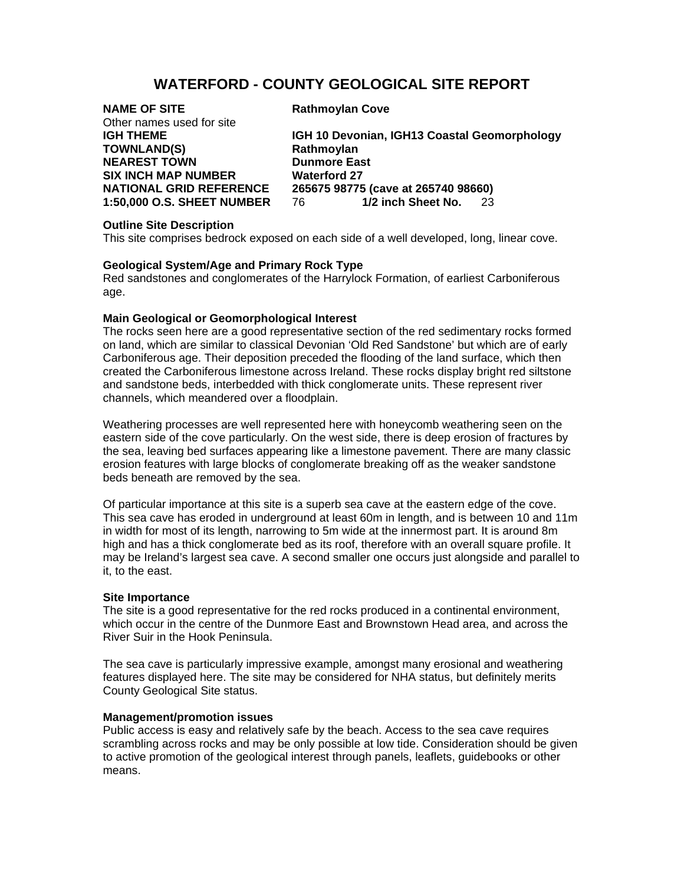# WATERFORD - COUNTY GEOLOGICAL SITE REPORT

**NAME OF SITE** **Rathmoylan Cove**
Other names used for site
**IGH THEME** **IGH 10 Devonian, IGH13 Coastal Geomorphology**
**TOWNLAND(S)** **Rathmoylan**
**NEAREST TOWN** **Dunmore East**
**SIX INCH MAP NUMBER** **Waterford 27**
**NATIONAL GRID REFERENCE** **265675 98775 (cave at 265740 98660)**
**1:50,000 O.S. SHEET NUMBER** 76 **1/2 inch Sheet No.** 23

**Outline Site Description**
This site comprises bedrock exposed on each side of a well developed, long, linear cove.

**Geological System/Age and Primary Rock Type**
Red sandstones and conglomerates of the Harrylock Formation, of earliest Carboniferous age.

**Main Geological or Geomorphological Interest**
The rocks seen here are a good representative section of the red sedimentary rocks formed on land, which are similar to classical Devonian 'Old Red Sandstone' but which are of early Carboniferous age. Their deposition preceded the flooding of the land surface, which then created the Carboniferous limestone across Ireland. These rocks display bright red siltstone and sandstone beds, interbedded with thick conglomerate units. These represent river channels, which meandered over a floodplain.

Weathering processes are well represented here with honeycomb weathering seen on the eastern side of the cove particularly. On the west side, there is deep erosion of fractures by the sea, leaving bed surfaces appearing like a limestone pavement. There are many classic erosion features with large blocks of conglomerate breaking off as the weaker sandstone beds beneath are removed by the sea.

Of particular importance at this site is a superb sea cave at the eastern edge of the cove. This sea cave has eroded in underground at least 60m in length, and is between 10 and 11m in width for most of its length, narrowing to 5m wide at the innermost part. It is around 8m high and has a thick conglomerate bed as its roof, therefore with an overall square profile. It may be Ireland's largest sea cave. A second smaller one occurs just alongside and parallel to it, to the east.

**Site Importance**
The site is a good representative for the red rocks produced in a continental environment, which occur in the centre of the Dunmore East and Brownstown Head area, and across the River Suir in the Hook Peninsula.

The sea cave is particularly impressive example, amongst many erosional and weathering features displayed here. The site may be considered for NHA status, but definitely merits County Geological Site status.

**Management/promotion issues**
Public access is easy and relatively safe by the beach. Access to the sea cave requires scrambling across rocks and may be only possible at low tide. Consideration should be given to active promotion of the geological interest through panels, leaflets, guidebooks or other means.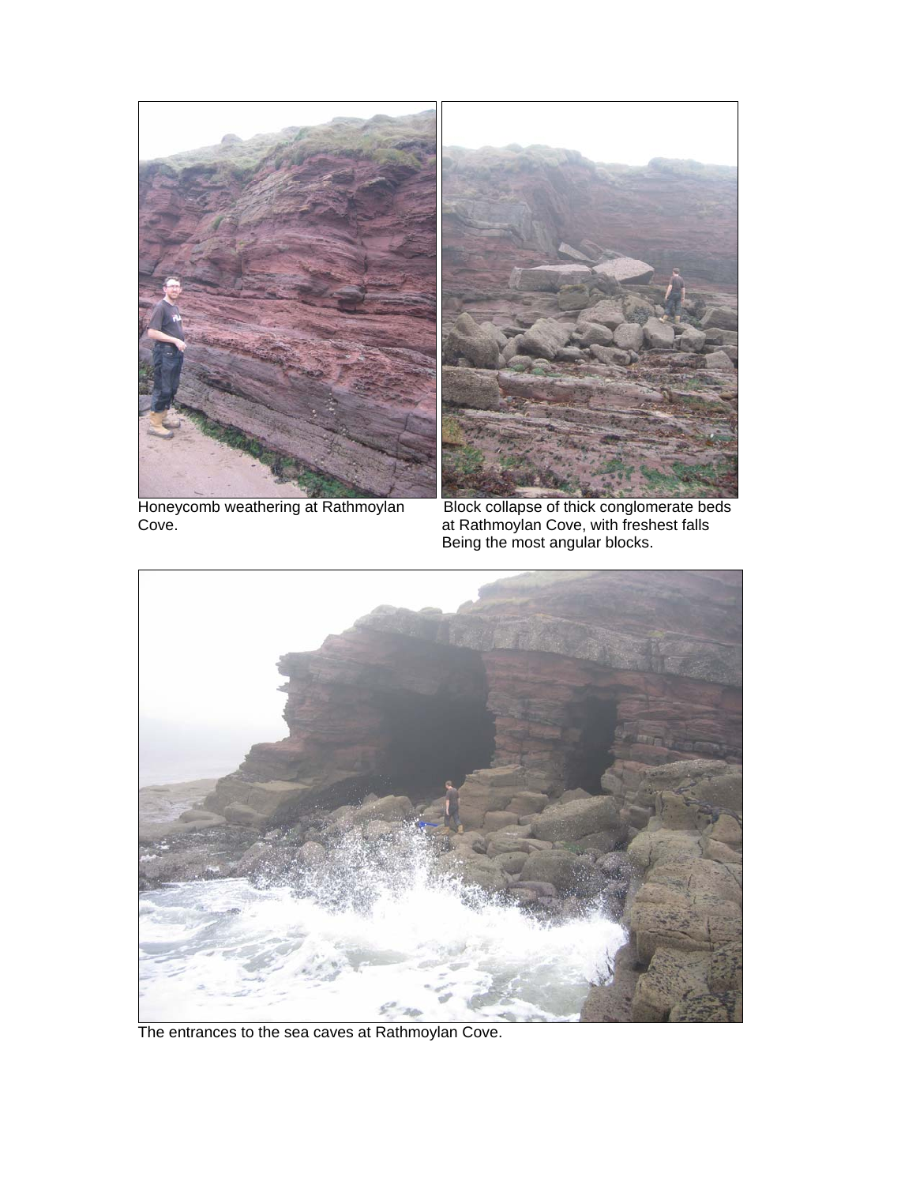Honeycomb weathering at Rathmoylan Cove.

Block collapse of thick conglomerate beds at Rathmoylan Cove, with freshest falls Being the most angular blocks.

The entrances to the sea caves at Rathmoylan Cove.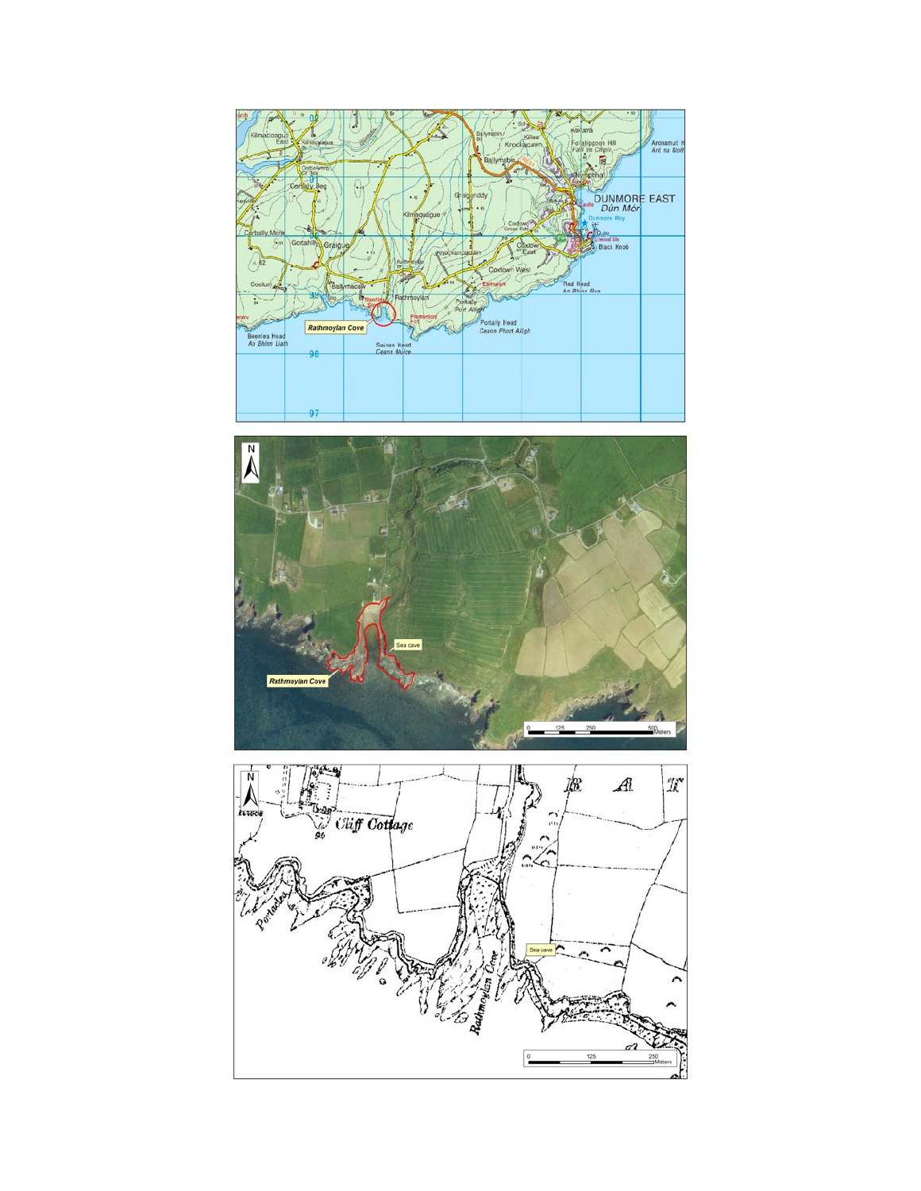DUNMORE EAST

Dún Mór

Dunmore Bay

Black Knob

Red Head

Rathmoylan

Rathmoylan Cove

Portally Head

Ceann Phort Ailigh

Saines Head

Ceann Muice

Beenlea Head

An Bhinn Liath

Promontory Fort

Ballymacaw

Graigue

Kilmacleague

Coxtown East

Coxtown West

96

97

N

Sea cave

Rathmoylan Cove

0 125 250 500 Meters

N

Cliff Cottage

Portadea

Rathmoylan Cove

Sea cave

0 125 250 Meters